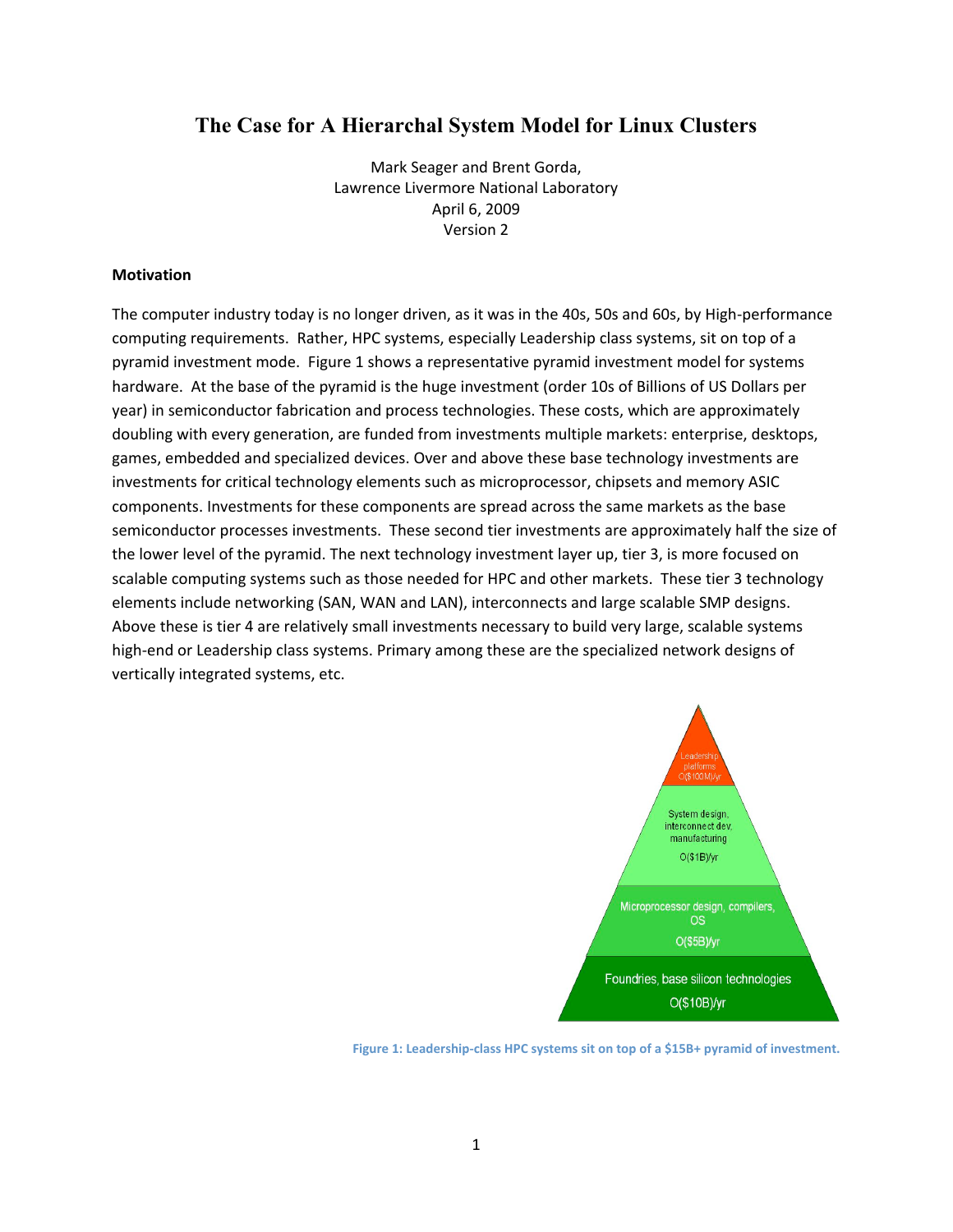# The Case for A Hierarchal System Model for Linux Clusters

Mark Seager and Brent Gorda,
Lawrence Livermore National Laboratory
April 6, 2009
Version 2

**Motivation**

The computer industry today is no longer driven, as it was in the 40s, 50s and 60s, by High-performance computing requirements. Rather, HPC systems, especially Leadership class systems, sit on top of a pyramid investment mode. Figure 1 shows a representative pyramid investment model for systems hardware. At the base of the pyramid is the huge investment (order 10s of Billions of US Dollars per year) in semiconductor fabrication and process technologies. These costs, which are approximately doubling with every generation, are funded from investments multiple markets: enterprise, desktops, games, embedded and specialized devices. Over and above these base technology investments are investments for critical technology elements such as microprocessor, chipsets and memory ASIC components. Investments for these components are spread across the same markets as the base semiconductor processes investments. These second tier investments are approximately half the size of the lower level of the pyramid. The next technology investment layer up, tier 3, is more focused on scalable computing systems such as those needed for HPC and other markets. These tier 3 technology elements include networking (SAN, WAN and LAN), interconnects and large scalable SMP designs. Above these is tier 4 are relatively small investments necessary to build very large, scalable systems high-end or Leadership class systems. Primary among these are the specialized network designs of vertically integrated systems, etc.

Leadership platforms O($100M)/yr

System design, interconnect dev, manufacturing O($1B)/yr

Microprocessor design, compilers, OS O($5B)/yr

Foundries, base silicon technologies O($10B)/yr

Figure 1: Leadership-class HPC systems sit on top of a $15B+ pyramid of investment.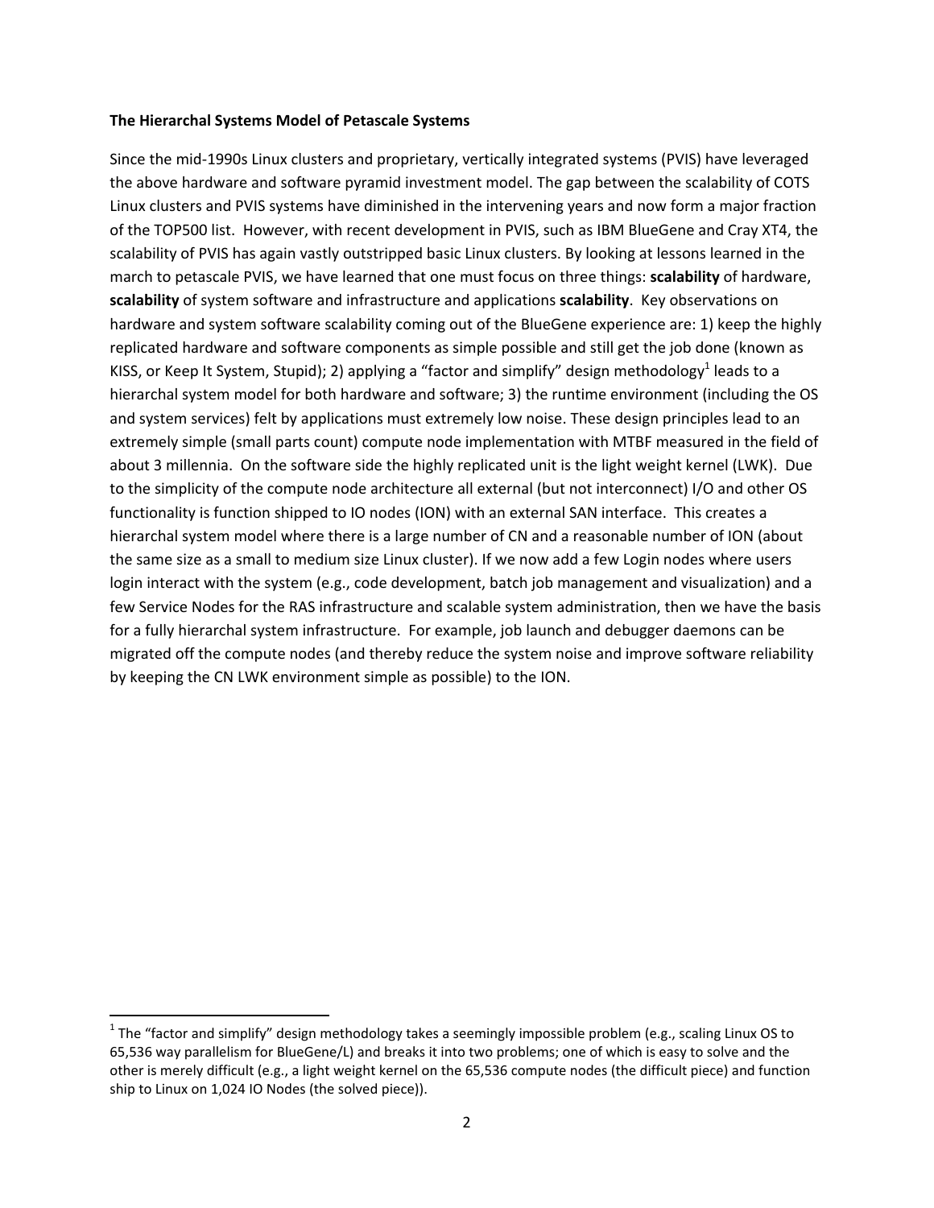**The Hierarchal Systems Model of Petascale Systems**

Since the mid-1990s Linux clusters and proprietary, vertically integrated systems (PVIS) have leveraged the above hardware and software pyramid investment model. The gap between the scalability of COTS Linux clusters and PVIS systems have diminished in the intervening years and now form a major fraction of the TOP500 list. However, with recent development in PVIS, such as IBM BlueGene and Cray XT4, the scalability of PVIS has again vastly outstripped basic Linux clusters. By looking at lessons learned in the march to petascale PVIS, we have learned that one must focus on three things: **scalability** of hardware, **scalability** of system software and infrastructure and applications **scalability**. Key observations on hardware and system software scalability coming out of the BlueGene experience are: 1) keep the highly replicated hardware and software components as simple possible and still get the job done (known as KISS, or Keep It System, Stupid); 2) applying a “factor and simplify” design methodology[1] leads to a hierarchal system model for both hardware and software; 3) the runtime environment (including the OS and system services) felt by applications must extremely low noise. These design principles lead to an extremely simple (small parts count) compute node implementation with MTBF measured in the field of about 3 millennia. On the software side the highly replicated unit is the light weight kernel (LWK). Due to the simplicity of the compute node architecture all external (but not interconnect) I/O and other OS functionality is function shipped to IO nodes (ION) with an external SAN interface. This creates a hierarchal system model where there is a large number of CN and a reasonable number of ION (about the same size as a small to medium size Linux cluster). If we now add a few Login nodes where users login interact with the system (e.g., code development, batch job management and visualization) and a few Service Nodes for the RAS infrastructure and scalable system administration, then we have the basis for a fully hierarchal system infrastructure. For example, job launch and debugger daemons can be migrated off the compute nodes (and thereby reduce the system noise and improve software reliability by keeping the CN LWK environment simple as possible) to the ION.

[1] The “factor and simplify” design methodology takes a seemingly impossible problem (e.g., scaling Linux OS to 65,536 way parallelism for BlueGene/L) and breaks it into two problems; one of which is easy to solve and the other is merely difficult (e.g., a light weight kernel on the 65,536 compute nodes (the difficult piece) and function ship to Linux on 1,024 IO Nodes (the solved piece)).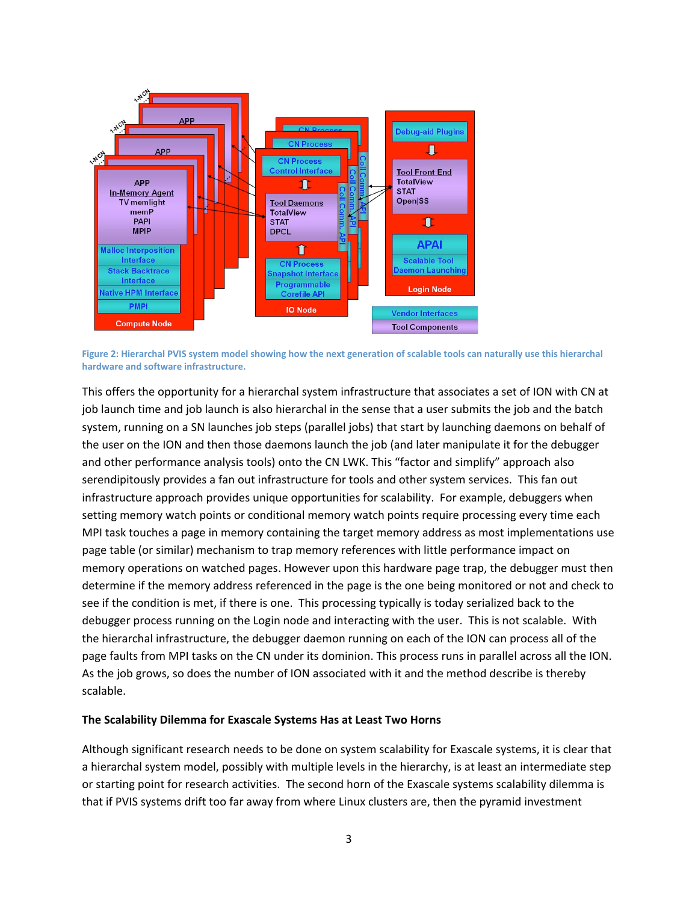Figure 2: Hierarchal PVIS system model showing how the next generation of scalable tools can naturally use this hierarchal hardware and software infrastructure.

This offers the opportunity for a hierarchal system infrastructure that associates a set of ION with CN at job launch time and job launch is also hierarchal in the sense that a user submits the job and the batch system, running on a SN launches job steps (parallel jobs) that start by launching daemons on behalf of the user on the ION and then those daemons launch the job (and later manipulate it for the debugger and other performance analysis tools) onto the CN LWK. This "factor and simplify" approach also serendipitously provides a fan out infrastructure for tools and other system services. This fan out infrastructure approach provides unique opportunities for scalability. For example, debuggers when setting memory watch points or conditional memory watch points require processing every time each MPI task touches a page in memory containing the target memory address as most implementations use page table (or similar) mechanism to trap memory references with little performance impact on memory operations on watched pages. However upon this hardware page trap, the debugger must then determine if the memory address referenced in the page is the one being monitored or not and check to see if the condition is met, if there is one. This processing typically is today serialized back to the debugger process running on the Login node and interacting with the user. This is not scalable. With the hierarchal infrastructure, the debugger daemon running on each of the ION can process all of the page faults from MPI tasks on the CN under its dominion. This process runs in parallel across all the ION. As the job grows, so does the number of ION associated with it and the method describe is thereby scalable.

**The Scalability Dilemma for Exascale Systems Has at Least Two Horns**

Although significant research needs to be done on system scalability for Exascale systems, it is clear that a hierarchal system model, possibly with multiple levels in the hierarchy, is at least an intermediate step or starting point for research activities. The second horn of the Exascale systems scalability dilemma is that if PVIS systems drift too far away from where Linux clusters are, then the pyramid investment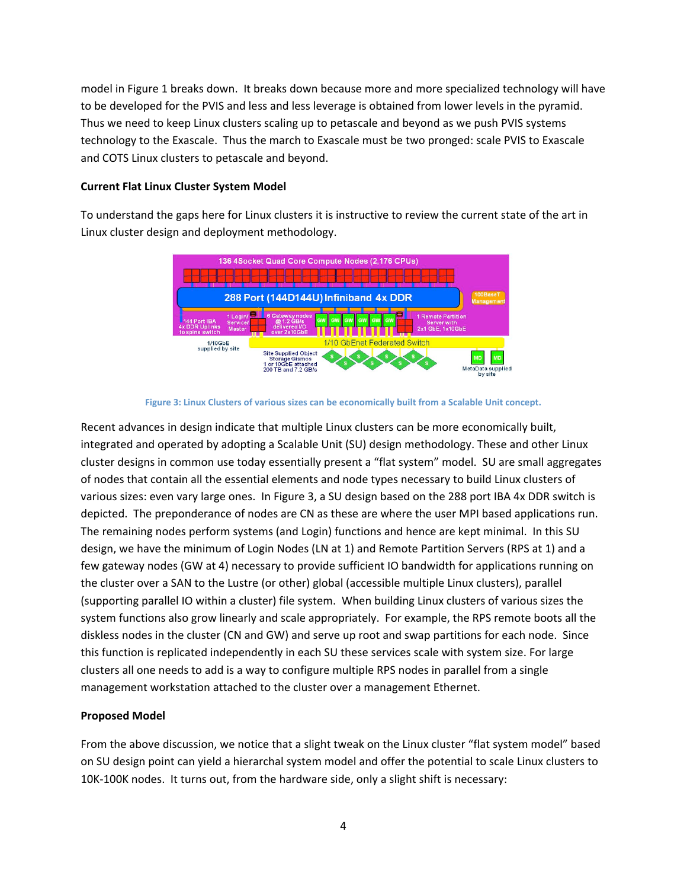model in Figure 1 breaks down. It breaks down because more and more specialized technology will have to be developed for the PVIS and less and less leverage is obtained from lower levels in the pyramid. Thus we need to keep Linux clusters scaling up to petascale and beyond as we push PVIS systems technology to the Exascale. Thus the march to Exascale must be two pronged: scale PVIS to Exascale and COTS Linux clusters to petascale and beyond.

**Current Flat Linux Cluster System Model**

To understand the gaps here for Linux clusters it is instructive to review the current state of the art in Linux cluster design and deployment methodology.

Figure 3: Linux Clusters of various sizes can be economically built from a Scalable Unit concept.

Recent advances in design indicate that multiple Linux clusters can be more economically built, integrated and operated by adopting a Scalable Unit (SU) design methodology. These and other Linux cluster designs in common use today essentially present a "flat system" model. SU are small aggregates of nodes that contain all the essential elements and node types necessary to build Linux clusters of various sizes: even vary large ones. In Figure 3, a SU design based on the 288 port IBA 4x DDR switch is depicted. The preponderance of nodes are CN as these are where the user MPI based applications run. The remaining nodes perform systems (and Login) functions and hence are kept minimal. In this SU design, we have the minimum of Login Nodes (LN at 1) and Remote Partition Servers (RPS at 1) and a few gateway nodes (GW at 4) necessary to provide sufficient IO bandwidth for applications running on the cluster over a SAN to the Lustre (or other) global (accessible multiple Linux clusters), parallel (supporting parallel IO within a cluster) file system. When building Linux clusters of various sizes the system functions also grow linearly and scale appropriately. For example, the RPS remote boots all the diskless nodes in the cluster (CN and GW) and serve up root and swap partitions for each node. Since this function is replicated independently in each SU these services scale with system size. For large clusters all one needs to add is a way to configure multiple RPS nodes in parallel from a single management workstation attached to the cluster over a management Ethernet.

**Proposed Model**

From the above discussion, we notice that a slight tweak on the Linux cluster "flat system model" based on SU design point can yield a hierarchal system model and offer the potential to scale Linux clusters to 10K-100K nodes. It turns out, from the hardware side, only a slight shift is necessary: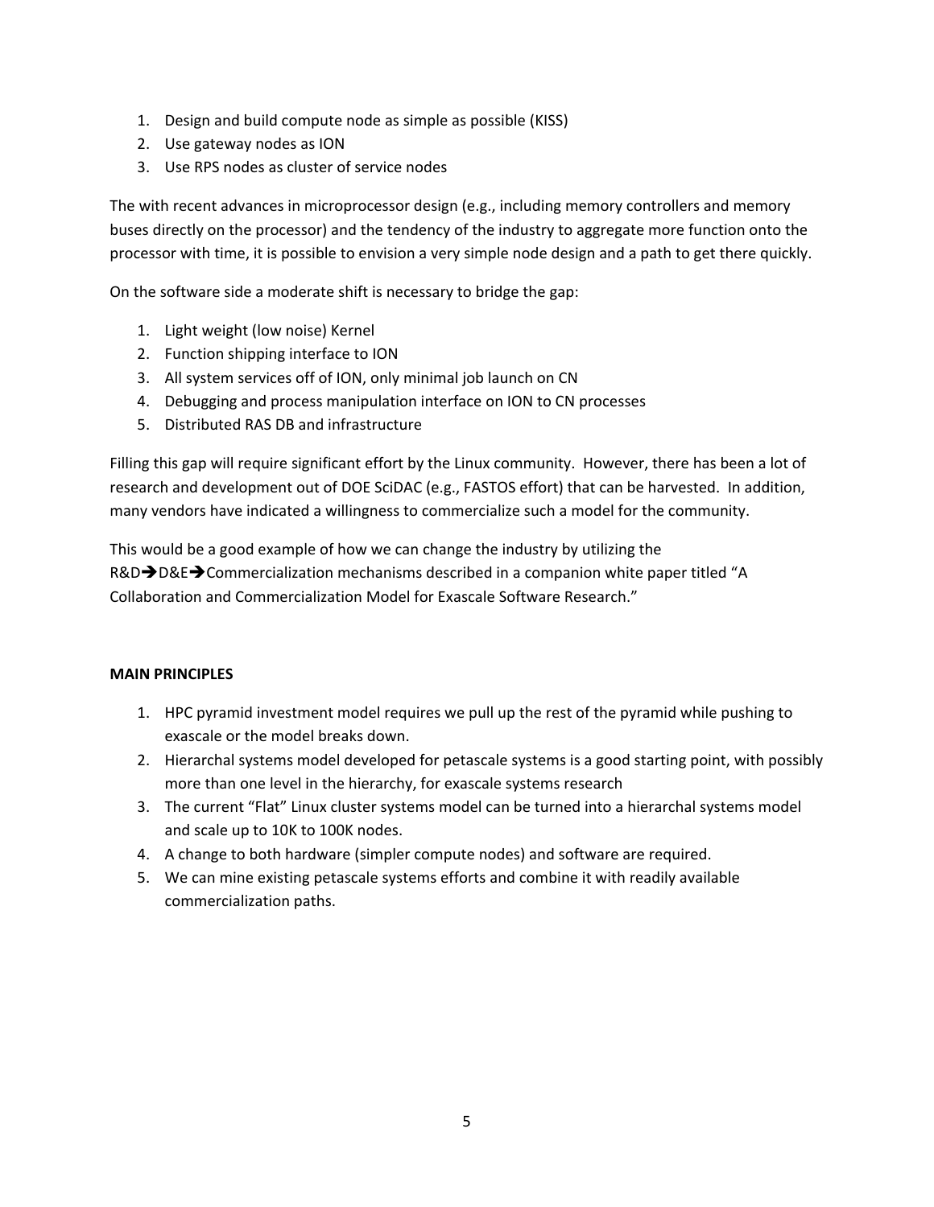1. Design and build compute node as simple as possible (KISS)
2. Use gateway nodes as ION
3. Use RPS nodes as cluster of service nodes

The with recent advances in microprocessor design (e.g., including memory controllers and memory buses directly on the processor) and the tendency of the industry to aggregate more function onto the processor with time, it is possible to envision a very simple node design and a path to get there quickly.

On the software side a moderate shift is necessary to bridge the gap:

1. Light weight (low noise) Kernel
2. Function shipping interface to ION
3. All system services off of ION, only minimal job launch on CN
4. Debugging and process manipulation interface on ION to CN processes
5. Distributed RAS DB and infrastructure

Filling this gap will require significant effort by the Linux community. However, there has been a lot of research and development out of DOE SciDAC (e.g., FASTOS effort) that can be harvested. In addition, many vendors have indicated a willingness to commercialize such a model for the community.

This would be a good example of how we can change the industry by utilizing the R&D➔D&E➔Commercialization mechanisms described in a companion white paper titled "A Collaboration and Commercialization Model for Exascale Software Research."

**MAIN PRINCIPLES**

1. HPC pyramid investment model requires we pull up the rest of the pyramid while pushing to exascale or the model breaks down.
2. Hierarchal systems model developed for petascale systems is a good starting point, with possibly more than one level in the hierarchy, for exascale systems research
3. The current "Flat" Linux cluster systems model can be turned into a hierarchal systems model and scale up to 10K to 100K nodes.
4. A change to both hardware (simpler compute nodes) and software are required.
5. We can mine existing petascale systems efforts and combine it with readily available commercialization paths.